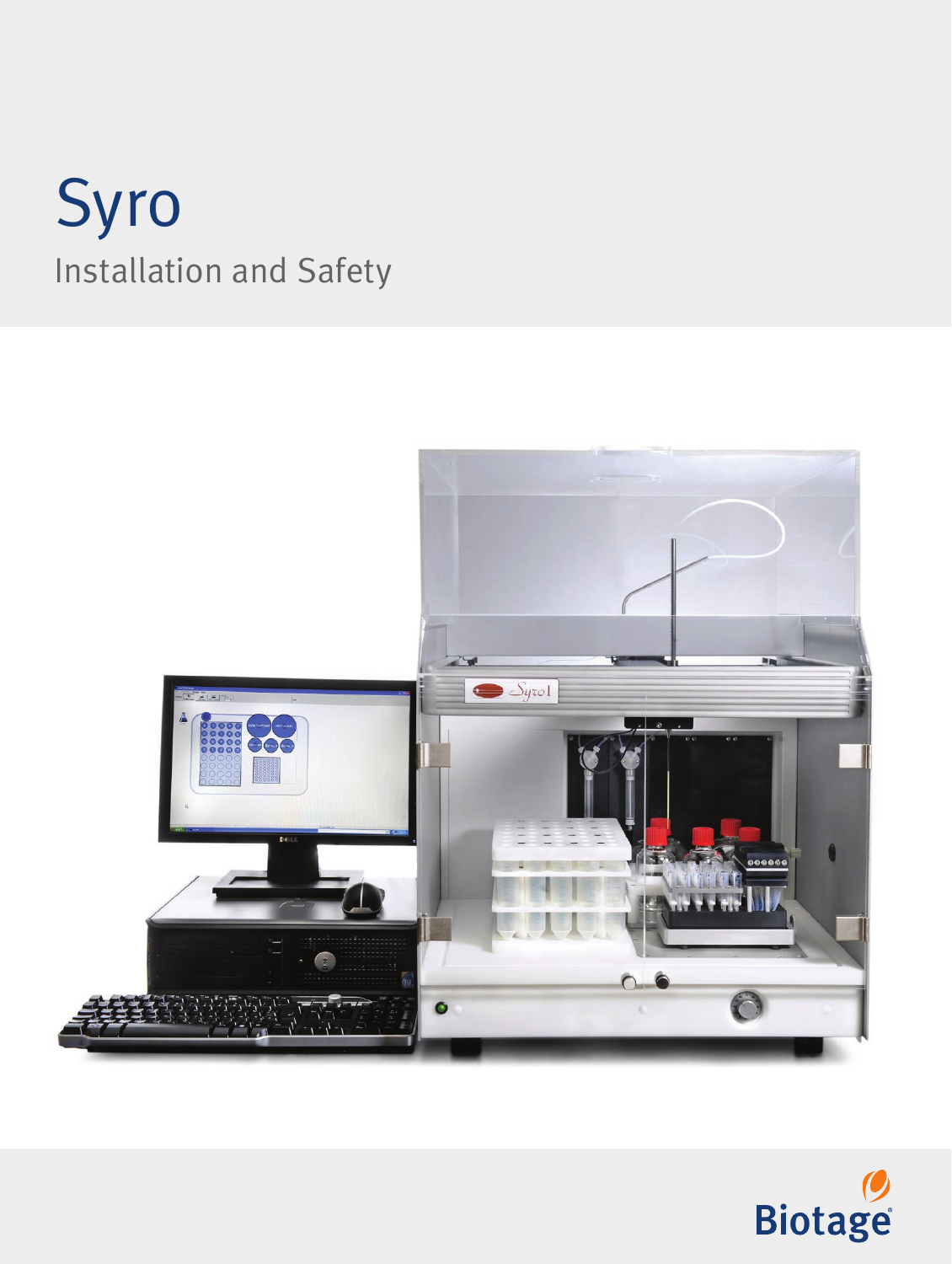# Syro

## Installation and Safety

Biotage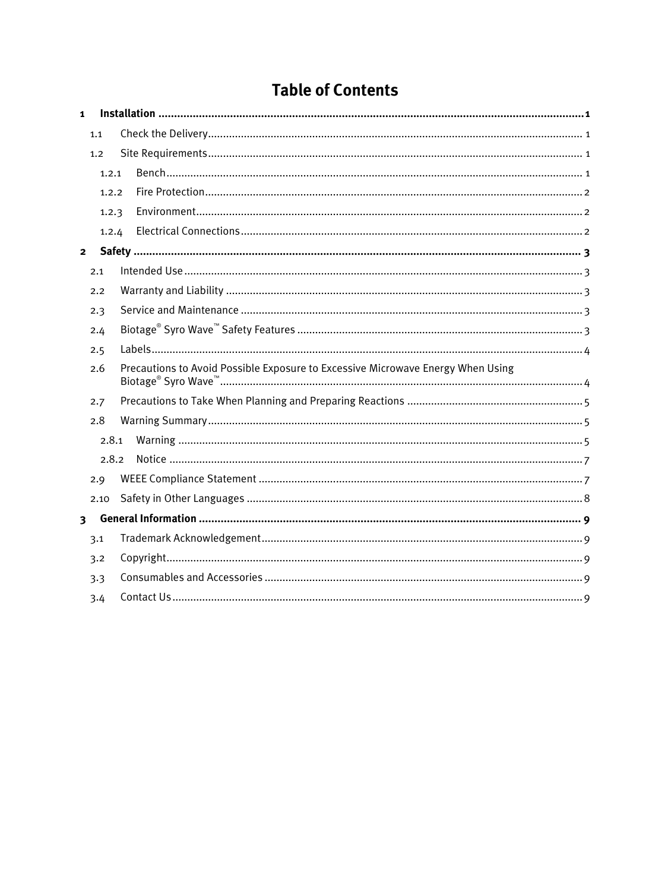# Table of Contents

**1 Installation** .......... **1**

- 1.1 Check the Delivery .......... 1
- 1.2 Site Requirements .......... 1
  - 1.2.1 Bench .......... 1
  - 1.2.2 Fire Protection .......... 2
  - 1.2.3 Environment .......... 2
  - 1.2.4 Electrical Connections .......... 2

**2 Safety** .......... **3**

- 2.1 Intended Use .......... 3
- 2.2 Warranty and Liability .......... 3
- 2.3 Service and Maintenance .......... 3
- 2.4 Biotage® Syro Wave™ Safety Features .......... 3
- 2.5 Labels .......... 4
- 2.6 Precautions to Avoid Possible Exposure to Excessive Microwave Energy When Using Biotage® Syro Wave™ .......... 4
- 2.7 Precautions to Take When Planning and Preparing Reactions .......... 5
- 2.8 Warning Summary .......... 5
  - 2.8.1 Warning .......... 5
  - 2.8.2 Notice .......... 7
- 2.9 WEEE Compliance Statement .......... 7
- 2.10 Safety in Other Languages .......... 8

**3 General Information** .......... **9**

- 3.1 Trademark Acknowledgement .......... 9
- 3.2 Copyright .......... 9
- 3.3 Consumables and Accessories .......... 9
- 3.4 Contact Us .......... 9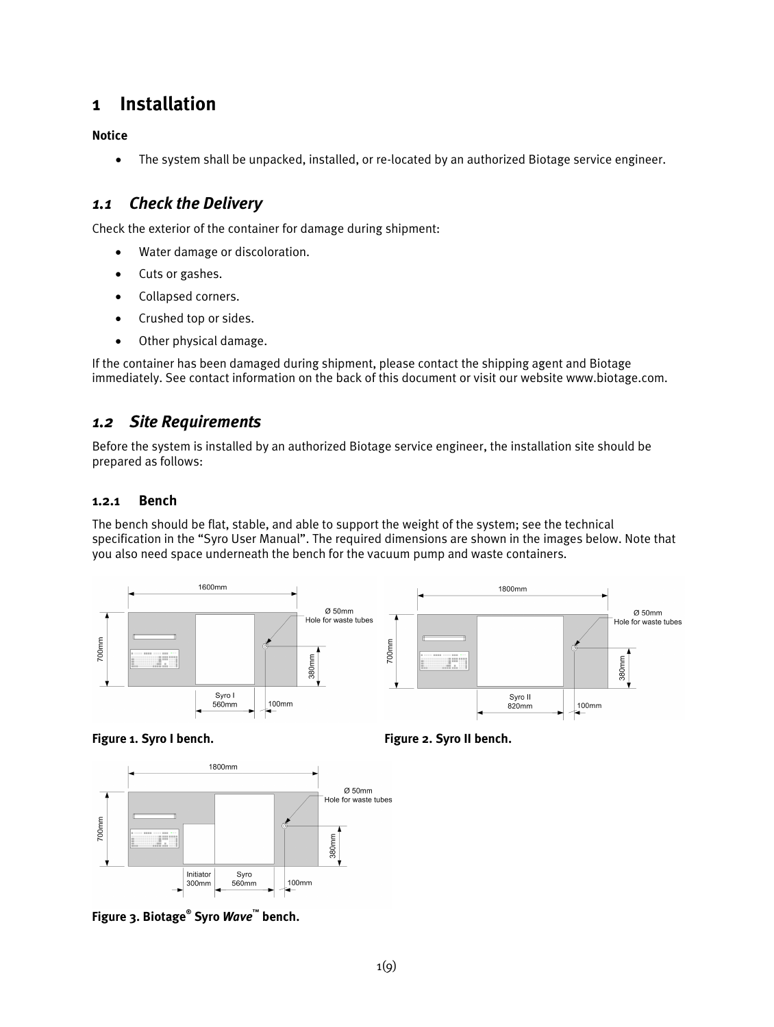# 1 Installation

**Notice**

- The system shall be unpacked, installed, or re-located by an authorized Biotage service engineer.

## *1.1 Check the Delivery*

Check the exterior of the container for damage during shipment:

- Water damage or discoloration.
- Cuts or gashes.
- Collapsed corners.
- Crushed top or sides.
- Other physical damage.

If the container has been damaged during shipment, please contact the shipping agent and Biotage immediately. See contact information on the back of this document or visit our website www.biotage.com.

## *1.2 Site Requirements*

Before the system is installed by an authorized Biotage service engineer, the installation site should be prepared as follows:

### 1.2.1 Bench

The bench should be flat, stable, and able to support the weight of the system; see the technical specification in the "Syro User Manual". The required dimensions are shown in the images below. Note that you also need space underneath the bench for the vacuum pump and waste containers.

**Figure 1. Syro I bench.**

**Figure 2. Syro II bench.**

**Figure 3. Biotage® Syro *Wave*™ bench.**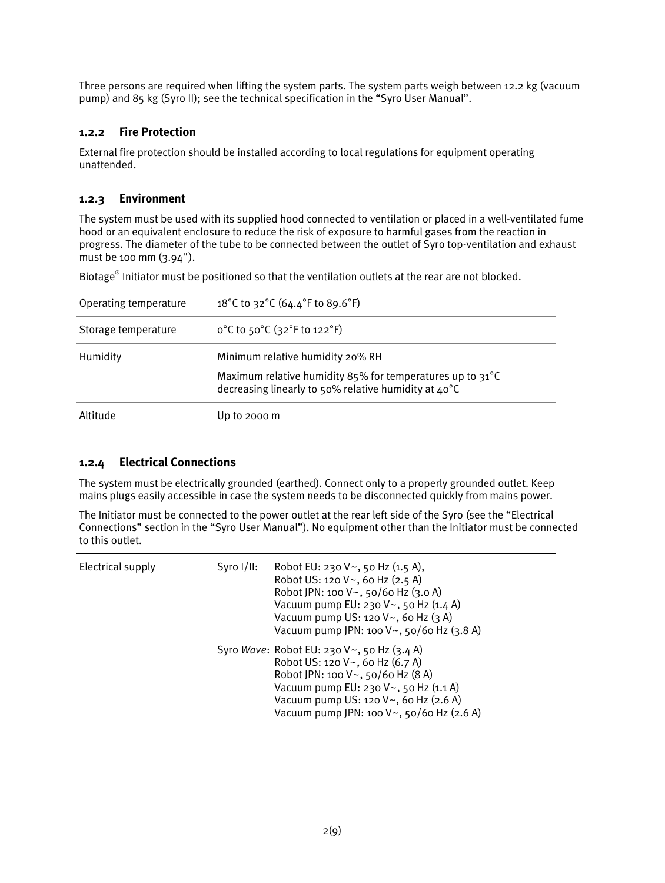Three persons are required when lifting the system parts. The system parts weigh between 12.2 kg (vacuum pump) and 85 kg (Syro II); see the technical specification in the "Syro User Manual".

### 1.2.2 Fire Protection

External fire protection should be installed according to local regulations for equipment operating unattended.

### 1.2.3 Environment

The system must be used with its supplied hood connected to ventilation or placed in a well-ventilated fume hood or an equivalent enclosure to reduce the risk of exposure to harmful gases from the reaction in progress. The diameter of the tube to be connected between the outlet of Syro top-ventilation and exhaust must be 100 mm (3.94").

Biotage® Initiator must be positioned so that the ventilation outlets at the rear are not blocked.

| | |
|---|---|
| Operating temperature | 18°C to 32°C (64.4°F to 89.6°F) |
| Storage temperature | 0°C to 50°C (32°F to 122°F) |
| Humidity | Minimum relative humidity 20% RH<br>Maximum relative humidity 85% for temperatures up to 31°C decreasing linearly to 50% relative humidity at 40°C |
| Altitude | Up to 2000 m |

### 1.2.4 Electrical Connections

The system must be electrically grounded (earthed). Connect only to a properly grounded outlet. Keep mains plugs easily accessible in case the system needs to be disconnected quickly from mains power.

The Initiator must be connected to the power outlet at the rear left side of the Syro (see the "Electrical Connections" section in the "Syro User Manual"). No equipment other than the Initiator must be connected to this outlet.

| | |
|---|---|
| Electrical supply | Syro I/II: Robot EU: 230 V~, 50 Hz (1.5 A), Robot US: 120 V~, 60 Hz (2.5 A) Robot JPN: 100 V~, 50/60 Hz (3.0 A) Vacuum pump EU: 230 V~, 50 Hz (1.4 A) Vacuum pump US: 120 V~, 60 Hz (3 A) Vacuum pump JPN: 100 V~, 50/60 Hz (3.8 A)<br>Syro *Wave*: Robot EU: 230 V~, 50 Hz (3.4 A) Robot US: 120 V~, 60 Hz (6.7 A) Robot JPN: 100 V~, 50/60 Hz (8 A) Vacuum pump EU: 230 V~, 50 Hz (1.1 A) Vacuum pump US: 120 V~, 60 Hz (2.6 A) Vacuum pump JPN: 100 V~, 50/60 Hz (2.6 A) |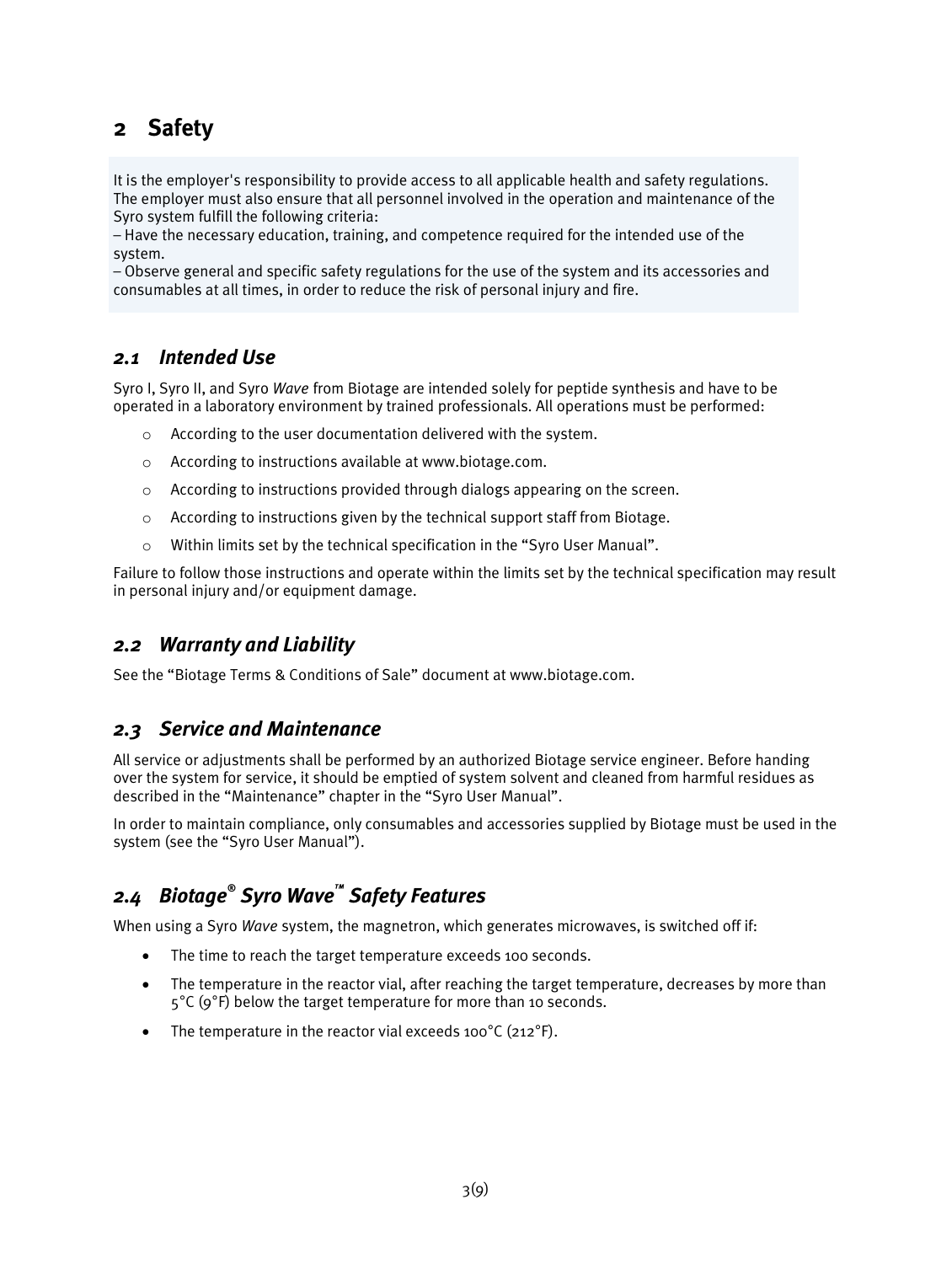# 2 Safety

It is the employer's responsibility to provide access to all applicable health and safety regulations. The employer must also ensure that all personnel involved in the operation and maintenance of the Syro system fulfill the following criteria:
– Have the necessary education, training, and competence required for the intended use of the system.
– Observe general and specific safety regulations for the use of the system and its accessories and consumables at all times, in order to reduce the risk of personal injury and fire.

## *2.1 Intended Use*

Syro I, Syro II, and Syro *Wave* from Biotage are intended solely for peptide synthesis and have to be operated in a laboratory environment by trained professionals. All operations must be performed:

- According to the user documentation delivered with the system.
- According to instructions available at www.biotage.com.
- According to instructions provided through dialogs appearing on the screen.
- According to instructions given by the technical support staff from Biotage.
- Within limits set by the technical specification in the "Syro User Manual".

Failure to follow those instructions and operate within the limits set by the technical specification may result in personal injury and/or equipment damage.

## *2.2 Warranty and Liability*

See the "Biotage Terms & Conditions of Sale" document at www.biotage.com.

## *2.3 Service and Maintenance*

All service or adjustments shall be performed by an authorized Biotage service engineer. Before handing over the system for service, it should be emptied of system solvent and cleaned from harmful residues as described in the "Maintenance" chapter in the "Syro User Manual".

In order to maintain compliance, only consumables and accessories supplied by Biotage must be used in the system (see the "Syro User Manual").

## *2.4 Biotage® Syro Wave™ Safety Features*

When using a Syro *Wave* system, the magnetron, which generates microwaves, is switched off if:

- The time to reach the target temperature exceeds 100 seconds.
- The temperature in the reactor vial, after reaching the target temperature, decreases by more than 5°C (9°F) below the target temperature for more than 10 seconds.
- The temperature in the reactor vial exceeds 100°C (212°F).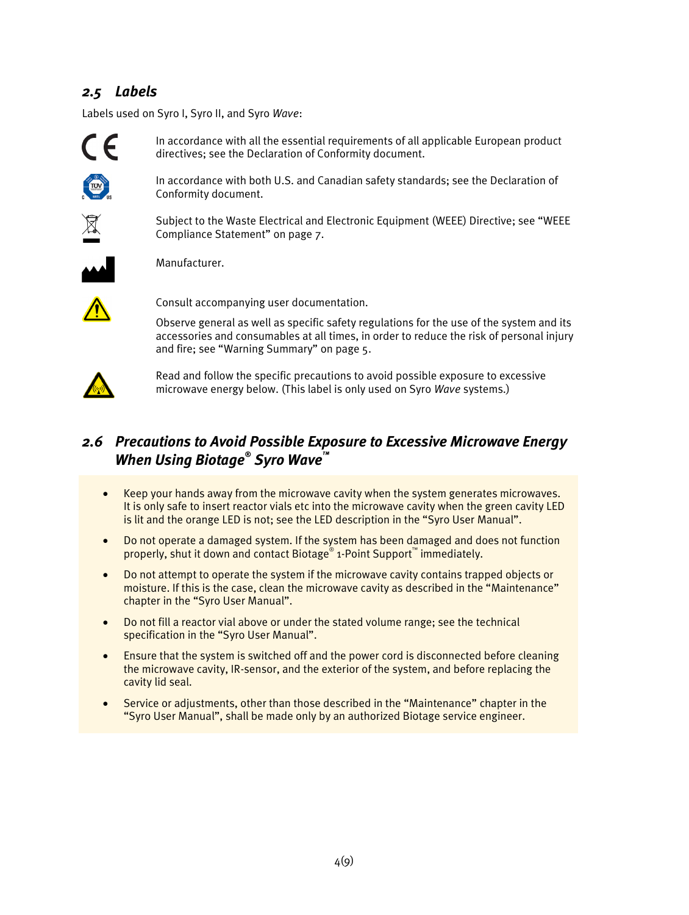## 2.5 Labels

Labels used on Syro I, Syro II, and Syro *Wave*:

In accordance with all the essential requirements of all applicable European product directives; see the Declaration of Conformity document.

In accordance with both U.S. and Canadian safety standards; see the Declaration of Conformity document.

Subject to the Waste Electrical and Electronic Equipment (WEEE) Directive; see "WEEE Compliance Statement" on page 7.

Manufacturer.

Consult accompanying user documentation.

Observe general as well as specific safety regulations for the use of the system and its accessories and consumables at all times, in order to reduce the risk of personal injury and fire; see "Warning Summary" on page 5.

Read and follow the specific precautions to avoid possible exposure to excessive microwave energy below. (This label is only used on Syro *Wave* systems.)

## 2.6 Precautions to Avoid Possible Exposure to Excessive Microwave Energy When Using Biotage® Syro Wave™

- Keep your hands away from the microwave cavity when the system generates microwaves. It is only safe to insert reactor vials etc into the microwave cavity when the green cavity LED is lit and the orange LED is not; see the LED description in the "Syro User Manual".
- Do not operate a damaged system. If the system has been damaged and does not function properly, shut it down and contact Biotage® 1-Point Support™ immediately.
- Do not attempt to operate the system if the microwave cavity contains trapped objects or moisture. If this is the case, clean the microwave cavity as described in the "Maintenance" chapter in the "Syro User Manual".
- Do not fill a reactor vial above or under the stated volume range; see the technical specification in the "Syro User Manual".
- Ensure that the system is switched off and the power cord is disconnected before cleaning the microwave cavity, IR-sensor, and the exterior of the system, and before replacing the cavity lid seal.
- Service or adjustments, other than those described in the "Maintenance" chapter in the "Syro User Manual", shall be made only by an authorized Biotage service engineer.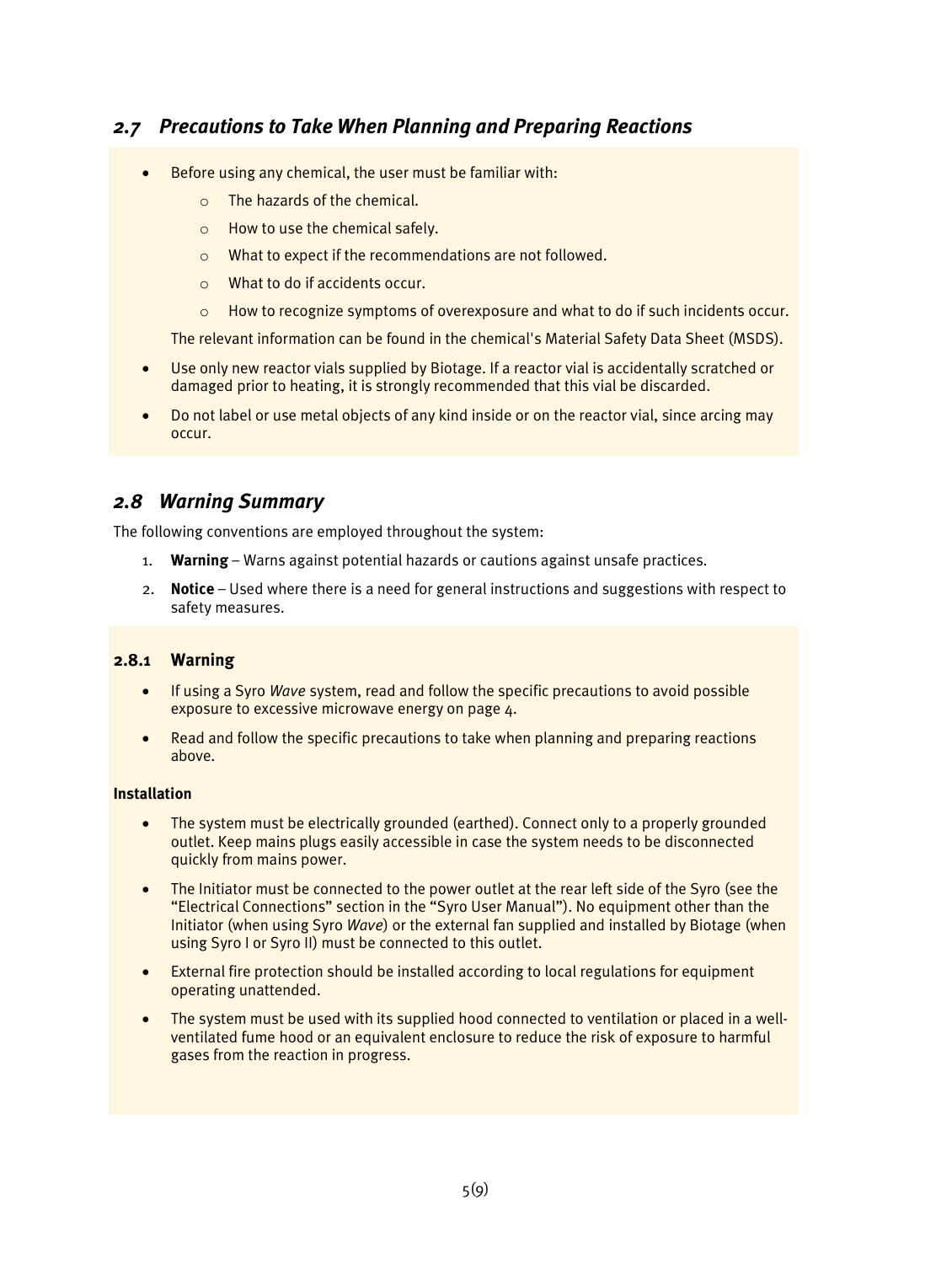## 2.7 Precautions to Take When Planning and Preparing Reactions

- Before using any chemical, the user must be familiar with:
  - The hazards of the chemical.
  - How to use the chemical safely.
  - What to expect if the recommendations are not followed.
  - What to do if accidents occur.
  - How to recognize symptoms of overexposure and what to do if such incidents occur.

  The relevant information can be found in the chemical's Material Safety Data Sheet (MSDS).
- Use only new reactor vials supplied by Biotage. If a reactor vial is accidentally scratched or damaged prior to heating, it is strongly recommended that this vial be discarded.
- Do not label or use metal objects of any kind inside or on the reactor vial, since arcing may occur.

## 2.8 Warning Summary

The following conventions are employed throughout the system:

1. **Warning** – Warns against potential hazards or cautions against unsafe practices.
2. **Notice** – Used where there is a need for general instructions and suggestions with respect to safety measures.

### 2.8.1 Warning

- If using a Syro *Wave* system, read and follow the specific precautions to avoid possible exposure to excessive microwave energy on page 4.
- Read and follow the specific precautions to take when planning and preparing reactions above.

**Installation**

- The system must be electrically grounded (earthed). Connect only to a properly grounded outlet. Keep mains plugs easily accessible in case the system needs to be disconnected quickly from mains power.
- The Initiator must be connected to the power outlet at the rear left side of the Syro (see the "Electrical Connections" section in the "Syro User Manual"). No equipment other than the Initiator (when using Syro *Wave*) or the external fan supplied and installed by Biotage (when using Syro I or Syro II) must be connected to this outlet.
- External fire protection should be installed according to local regulations for equipment operating unattended.
- The system must be used with its supplied hood connected to ventilation or placed in a well-ventilated fume hood or an equivalent enclosure to reduce the risk of exposure to harmful gases from the reaction in progress.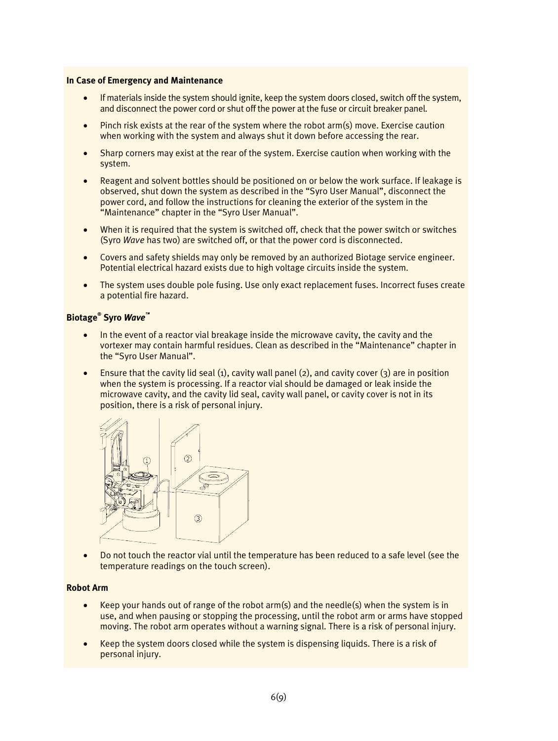**In Case of Emergency and Maintenance**

- If materials inside the system should ignite, keep the system doors closed, switch off the system, and disconnect the power cord or shut off the power at the fuse or circuit breaker panel.
- Pinch risk exists at the rear of the system where the robot arm(s) move. Exercise caution when working with the system and always shut it down before accessing the rear.
- Sharp corners may exist at the rear of the system. Exercise caution when working with the system.
- Reagent and solvent bottles should be positioned on or below the work surface. If leakage is observed, shut down the system as described in the "Syro User Manual", disconnect the power cord, and follow the instructions for cleaning the exterior of the system in the "Maintenance" chapter in the "Syro User Manual".
- When it is required that the system is switched off, check that the power switch or switches (Syro *Wave* has two) are switched off, or that the power cord is disconnected.
- Covers and safety shields may only be removed by an authorized Biotage service engineer. Potential electrical hazard exists due to high voltage circuits inside the system.
- The system uses double pole fusing. Use only exact replacement fuses. Incorrect fuses create a potential fire hazard.

**Biotage® Syro *Wave*™**

- In the event of a reactor vial breakage inside the microwave cavity, the cavity and the vortexer may contain harmful residues. Clean as described in the "Maintenance" chapter in the "Syro User Manual".
- Ensure that the cavity lid seal (1), cavity wall panel (2), and cavity cover (3) are in position when the system is processing. If a reactor vial should be damaged or leak inside the microwave cavity, and the cavity lid seal, cavity wall panel, or cavity cover is not in its position, there is a risk of personal injury.
- Do not touch the reactor vial until the temperature has been reduced to a safe level (see the temperature readings on the touch screen).

**Robot Arm**

- Keep your hands out of range of the robot arm(s) and the needle(s) when the system is in use, and when pausing or stopping the processing, until the robot arm or arms have stopped moving. The robot arm operates without a warning signal. There is a risk of personal injury.
- Keep the system doors closed while the system is dispensing liquids. There is a risk of personal injury.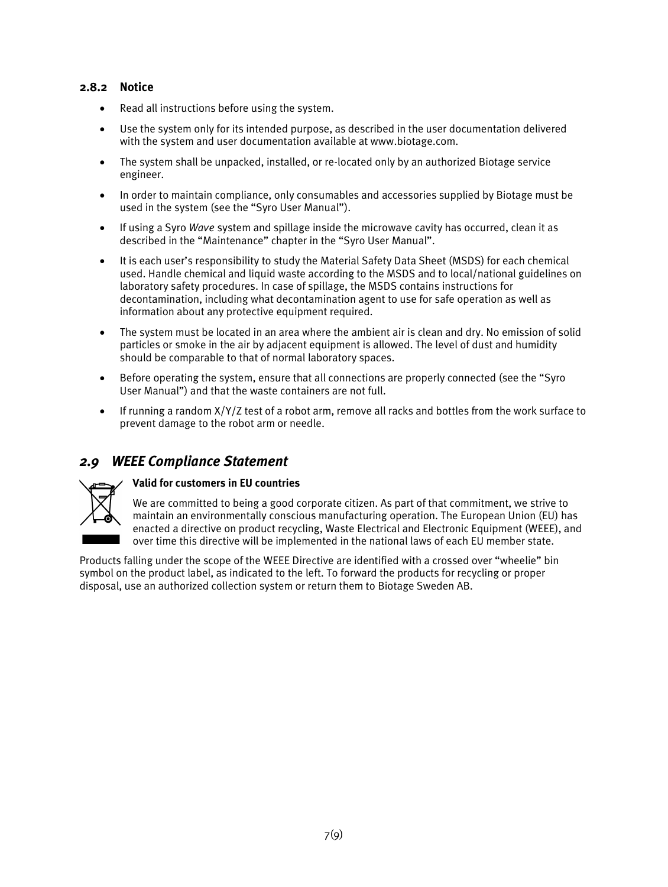### 2.8.2 Notice

- Read all instructions before using the system.
- Use the system only for its intended purpose, as described in the user documentation delivered with the system and user documentation available at www.biotage.com.
- The system shall be unpacked, installed, or re-located only by an authorized Biotage service engineer.
- In order to maintain compliance, only consumables and accessories supplied by Biotage must be used in the system (see the "Syro User Manual").
- If using a Syro *Wave* system and spillage inside the microwave cavity has occurred, clean it as described in the "Maintenance" chapter in the "Syro User Manual".
- It is each user's responsibility to study the Material Safety Data Sheet (MSDS) for each chemical used. Handle chemical and liquid waste according to the MSDS and to local/national guidelines on laboratory safety procedures. In case of spillage, the MSDS contains instructions for decontamination, including what decontamination agent to use for safe operation as well as information about any protective equipment required.
- The system must be located in an area where the ambient air is clean and dry. No emission of solid particles or smoke in the air by adjacent equipment is allowed. The level of dust and humidity should be comparable to that of normal laboratory spaces.
- Before operating the system, ensure that all connections are properly connected (see the "Syro User Manual") and that the waste containers are not full.
- If running a random X/Y/Z test of a robot arm, remove all racks and bottles from the work surface to prevent damage to the robot arm or needle.

## *2.9 WEEE Compliance Statement*

**Valid for customers in EU countries**

We are committed to being a good corporate citizen. As part of that commitment, we strive to maintain an environmentally conscious manufacturing operation. The European Union (EU) has enacted a directive on product recycling, Waste Electrical and Electronic Equipment (WEEE), and over time this directive will be implemented in the national laws of each EU member state.

Products falling under the scope of the WEEE Directive are identified with a crossed over "wheelie" bin symbol on the product label, as indicated to the left. To forward the products for recycling or proper disposal, use an authorized collection system or return them to Biotage Sweden AB.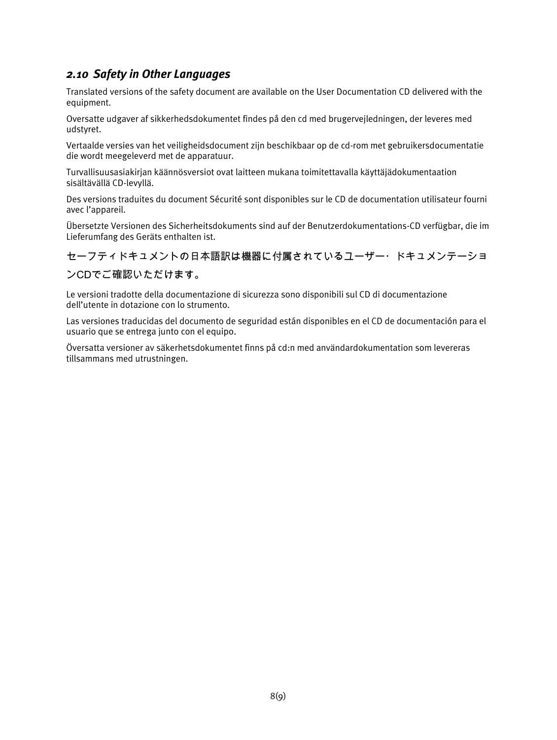## *2.10 Safety in Other Languages*

Translated versions of the safety document are available on the User Documentation CD delivered with the equipment.

Oversatte udgaver af sikkerhedsdokumentet findes på den cd med brugervejledningen, der leveres med udstyret.

Vertaalde versies van het veiligheidsdocument zijn beschikbaar op de cd-rom met gebruikersdocumentatie die wordt meegeleverd met de apparatuur.

Turvallisuusasiakirjan käännösversiot ovat laitteen mukana toimitettavalla käyttäjädokumentaation sisältävällä CD-levyllä.

Des versions traduites du document Sécurité sont disponibles sur le CD de documentation utilisateur fourni avec l'appareil.

Übersetzte Versionen des Sicherheitsdokuments sind auf der Benutzerdokumentations-CD verfügbar, die im Lieferumfang des Geräts enthalten ist.

セーフティドキュメントの日本語訳は機器に付属されているユーザー・ドキュメンテーションCDでご確認いただけます。

Le versioni tradotte della documentazione di sicurezza sono disponibili sul CD di documentazione dell'utente in dotazione con lo strumento.

Las versiones traducidas del documento de seguridad están disponibles en el CD de documentación para el usuario que se entrega junto con el equipo.

Översatta versioner av säkerhetsdokumentet finns på cd:n med användardokumentation som levereras tillsammans med utrustningen.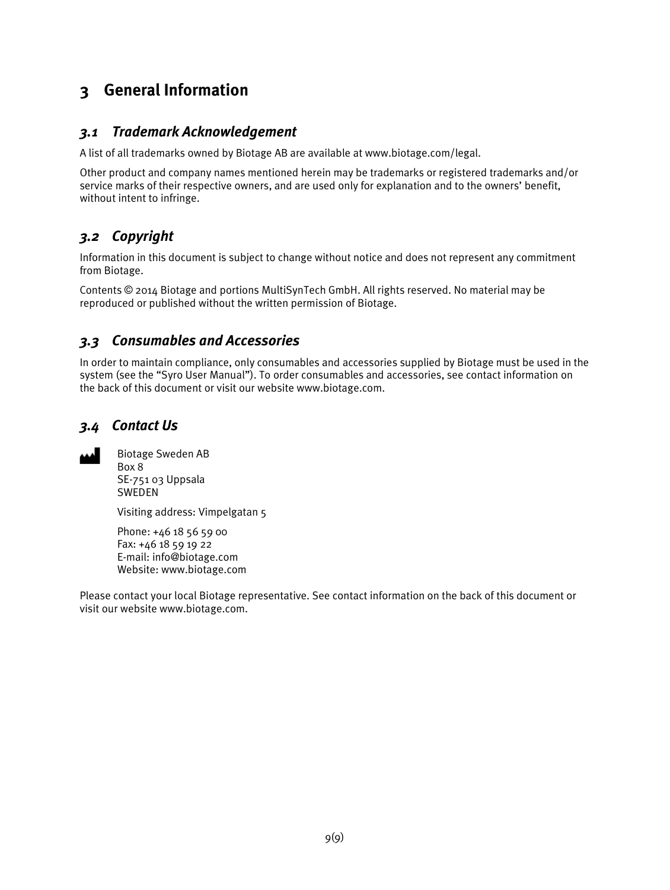# 3 General Information

## 3.1 Trademark Acknowledgement

A list of all trademarks owned by Biotage AB are available at www.biotage.com/legal.

Other product and company names mentioned herein may be trademarks or registered trademarks and/or service marks of their respective owners, and are used only for explanation and to the owners' benefit, without intent to infringe.

## 3.2 Copyright

Information in this document is subject to change without notice and does not represent any commitment from Biotage.

Contents © 2014 Biotage and portions MultiSynTech GmbH. All rights reserved. No material may be reproduced or published without the written permission of Biotage.

## 3.3 Consumables and Accessories

In order to maintain compliance, only consumables and accessories supplied by Biotage must be used in the system (see the "Syro User Manual"). To order consumables and accessories, see contact information on the back of this document or visit our website www.biotage.com.

## 3.4 Contact Us

Biotage Sweden AB
Box 8
SE-751 03 Uppsala
SWEDEN

Visiting address: Vimpelgatan 5

Phone: +46 18 56 59 00
Fax: +46 18 59 19 22
E-mail: info@biotage.com
Website: www.biotage.com

Please contact your local Biotage representative. See contact information on the back of this document or visit our website www.biotage.com.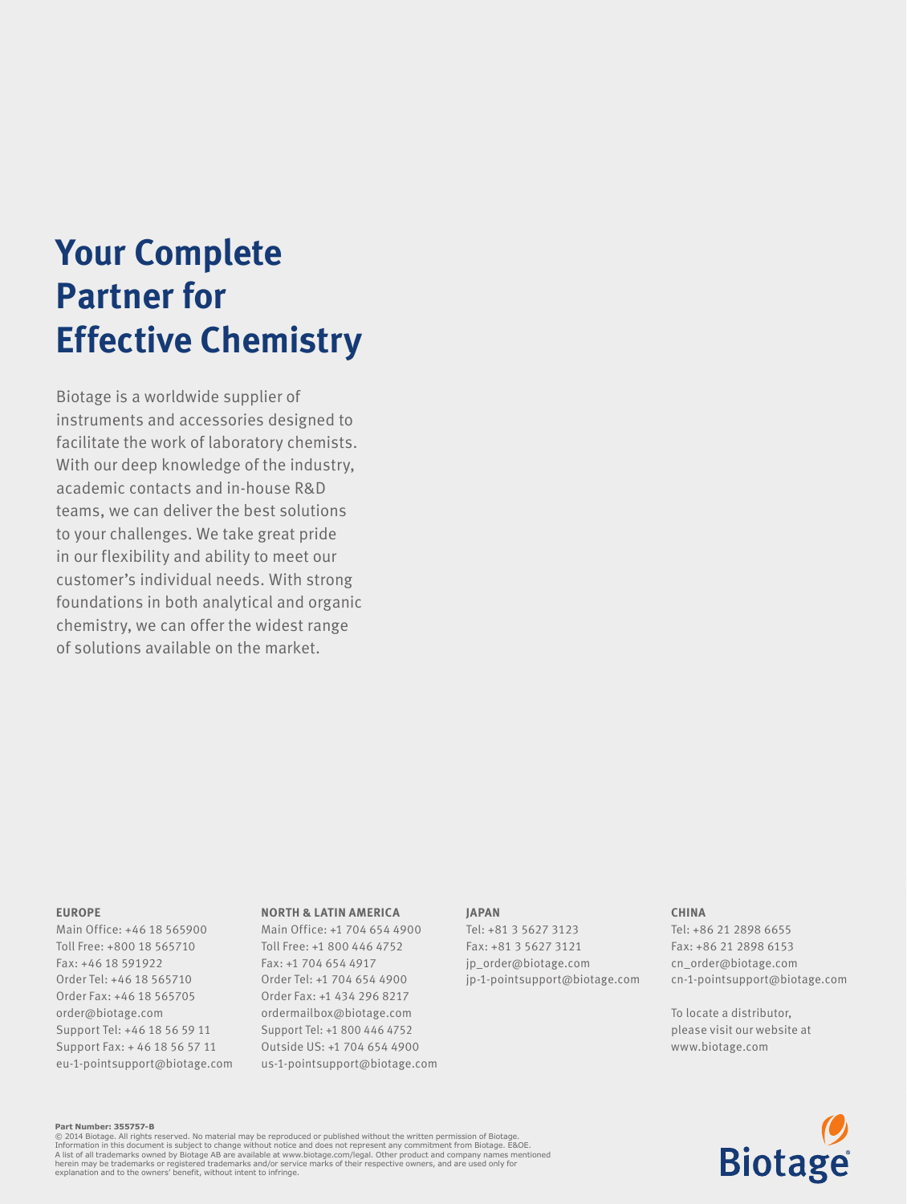# Your Complete Partner for Effective Chemistry

Biotage is a worldwide supplier of instruments and accessories designed to facilitate the work of laboratory chemists. With our deep knowledge of the industry, academic contacts and in-house R&D teams, we can deliver the best solutions to your challenges. We take great pride in our flexibility and ability to meet our customer's individual needs. With strong foundations in both analytical and organic chemistry, we can offer the widest range of solutions available on the market.

**EUROPE**
Main Office: +46 18 565900
Toll Free: +800 18 565710
Fax: +46 18 591922
Order Tel: +46 18 565710
Order Fax: +46 18 565705
order@biotage.com
Support Tel: +46 18 56 59 11
Support Fax: + 46 18 56 57 11
eu-1-pointsupport@biotage.com

**NORTH & LATIN AMERICA**
Main Office: +1 704 654 4900
Toll Free: +1 800 446 4752
Fax: +1 704 654 4917
Order Tel: +1 704 654 4900
Order Fax: +1 434 296 8217
ordermailbox@biotage.com
Support Tel: +1 800 446 4752
Outside US: +1 704 654 4900
us-1-pointsupport@biotage.com

**JAPAN**
Tel: +81 3 5627 3123
Fax: +81 3 5627 3121
jp_order@biotage.com
jp-1-pointsupport@biotage.com

**CHINA**
Tel: +86 21 2898 6655
Fax: +86 21 2898 6153
cn_order@biotage.com
cn-1-pointsupport@biotage.com

To locate a distributor, please visit our website at www.biotage.com

**Part Number: 355757-B**
© 2014 Biotage. All rights reserved. No material may be reproduced or published without the written permission of Biotage. Information in this document is subject to change without notice and does not represent any commitment from Biotage. E&OE. A list of all trademarks owned by Biotage AB are available at www.biotage.com/legal. Other product and company names mentioned herein may be trademarks or registered trademarks and/or service marks of their respective owners, and are used only for explanation and to the owners' benefit, without intent to infringe.

Biotage®